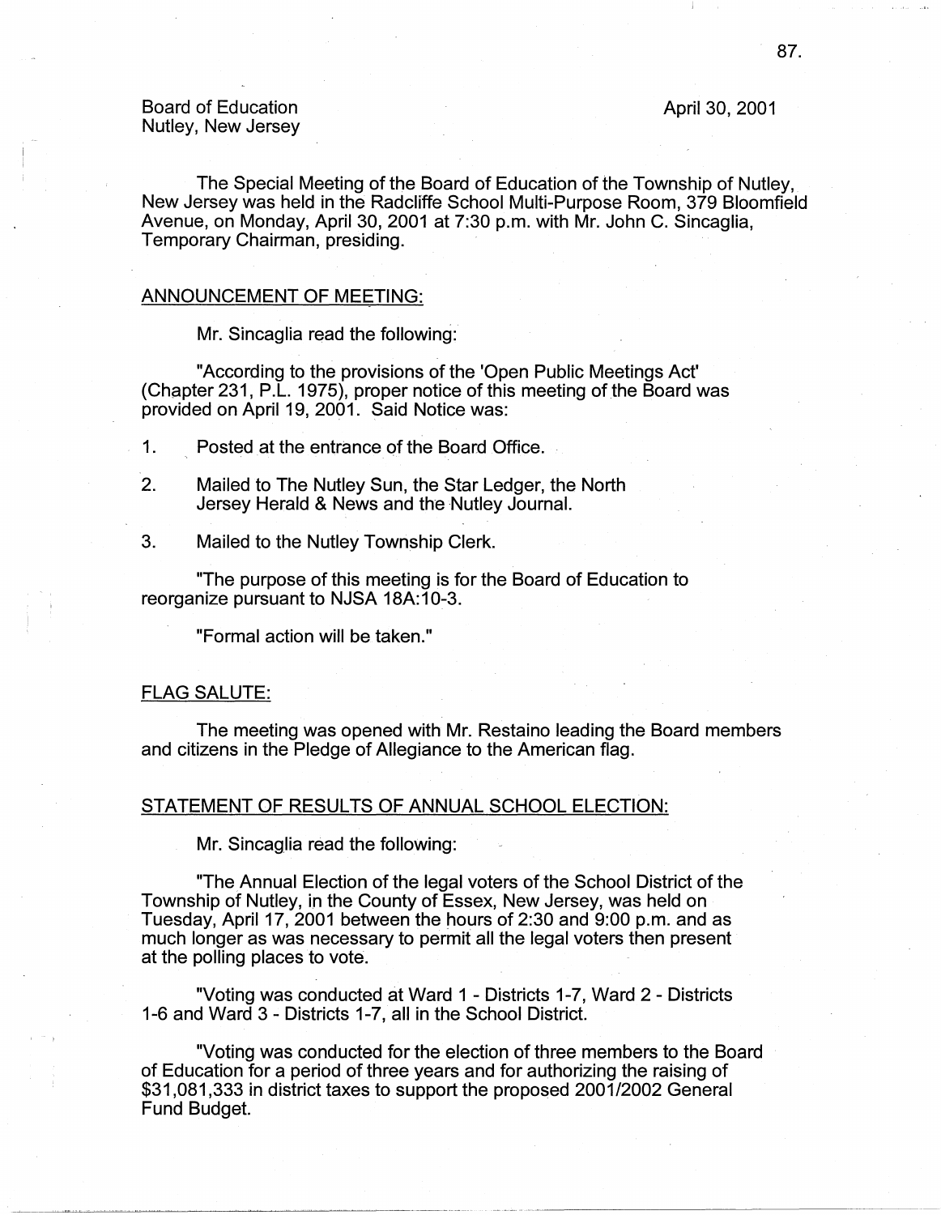Board of Education
Nutley, New Jersey

April 30, 2001

The Special Meeting of the Board of Education of the Township of Nutley, New Jersey was held in the Radcliffe School Multi-Purpose Room, 379 Bloomfield Avenue, on Monday, April 30, 2001 at 7:30 p.m. with Mr. John C. Sincaglia, Temporary Chairman, presiding.

## ANNOUNCEMENT OF MEETING:

Mr. Sincaglia read the following:

"According to the provisions of the 'Open Public Meetings Act' (Chapter 231, P.L. 1975), proper notice of this meeting of the Board was provided on April 19, 2001. Said Notice was:

1. Posted at the entrance of the Board Office.
2. Mailed to The Nutley Sun, the Star Ledger, the North Jersey Herald & News and the Nutley Journal.
3. Mailed to the Nutley Township Clerk.

"The purpose of this meeting is for the Board of Education to reorganize pursuant to NJSA 18A:10-3.

"Formal action will be taken."

## FLAG SALUTE:

The meeting was opened with Mr. Restaino leading the Board members and citizens in the Pledge of Allegiance to the American flag.

## STATEMENT OF RESULTS OF ANNUAL SCHOOL ELECTION:

Mr. Sincaglia read the following:

"The Annual Election of the legal voters of the School District of the Township of Nutley, in the County of Essex, New Jersey, was held on Tuesday, April 17, 2001 between the hours of 2:30 and 9:00 p.m. and as much longer as was necessary to permit all the legal voters then present at the polling places to vote.

"Voting was conducted at Ward 1 - Districts 1-7, Ward 2 - Districts 1-6 and Ward 3 - Districts 1-7, all in the School District.

"Voting was conducted for the election of three members to the Board of Education for a period of three years and for authorizing the raising of $31,081,333 in district taxes to support the proposed 2001/2002 General Fund Budget.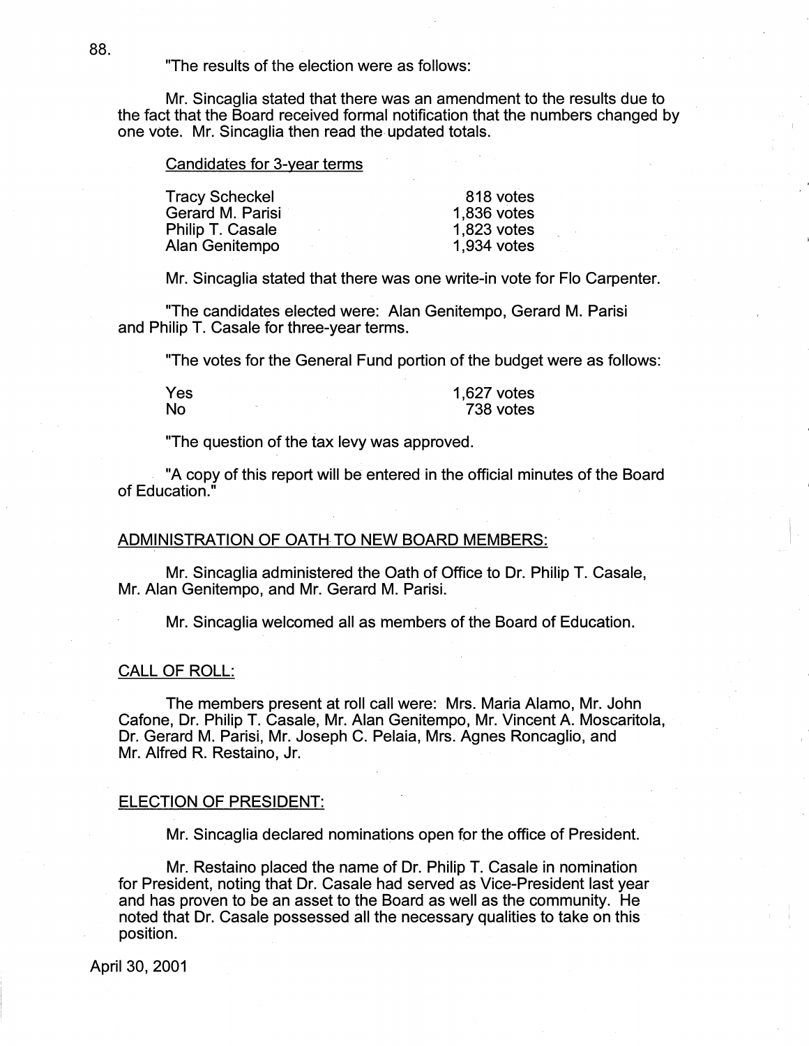"The results of the election were as follows:

Mr. Sincaglia stated that there was an amendment to the results due to the fact that the Board received formal notification that the numbers changed by one vote. Mr. Sincaglia then read the updated totals.

Candidates for 3-year terms

| | |
|---|---|
| Tracy Scheckel | 818 votes |
| Gerard M. Parisi | 1,836 votes |
| Philip T. Casale | 1,823 votes |
| Alan Genitempo | 1,934 votes |

Mr. Sincaglia stated that there was one write-in vote for Flo Carpenter.

"The candidates elected were: Alan Genitempo, Gerard M. Parisi and Philip T. Casale for three-year terms.

"The votes for the General Fund portion of the budget were as follows:

| | |
|---|---|
| Yes | 1,627 votes |
| No | 738 votes |

"The question of the tax levy was approved.

"A copy of this report will be entered in the official minutes of the Board of Education."

## ADMINISTRATION OF OATH TO NEW BOARD MEMBERS:

Mr. Sincaglia administered the Oath of Office to Dr. Philip T. Casale, Mr. Alan Genitempo, and Mr. Gerard M. Parisi.

Mr. Sincaglia welcomed all as members of the Board of Education.

## CALL OF ROLL:

The members present at roll call were: Mrs. Maria Alamo, Mr. John Cafone, Dr. Philip T. Casale, Mr. Alan Genitempo, Mr. Vincent A. Moscaritola, Dr. Gerard M. Parisi, Mr. Joseph C. Pelaia, Mrs. Agnes Roncaglio, and Mr. Alfred R. Restaino, Jr.

## ELECTION OF PRESIDENT:

Mr. Sincaglia declared nominations open for the office of President.

Mr. Restaino placed the name of Dr. Philip T. Casale in nomination for President, noting that Dr. Casale had served as Vice-President last year and has proven to be an asset to the Board as well as the community. He noted that Dr. Casale possessed all the necessary qualities to take on this position.

April 30, 2001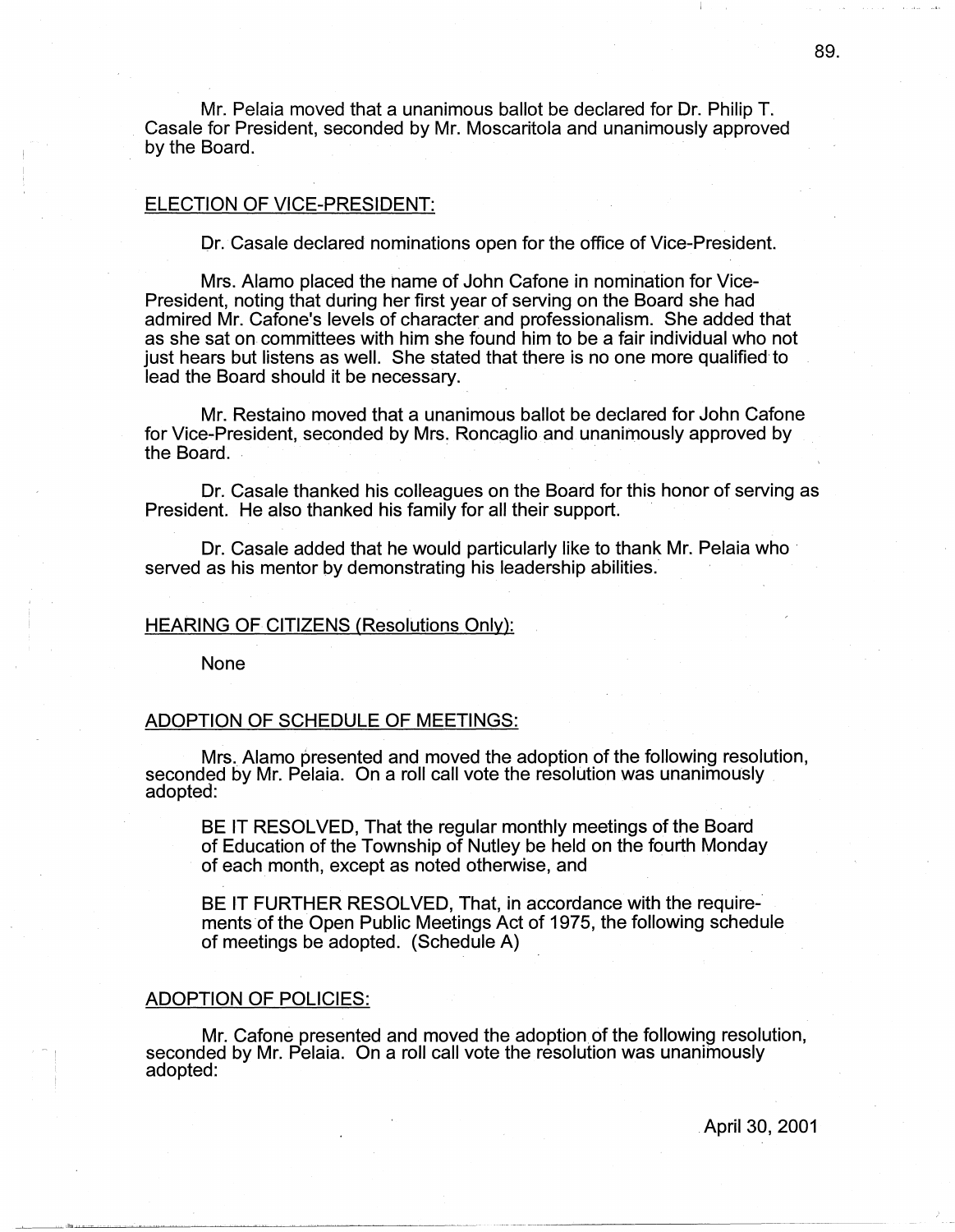Mr. Pelaia moved that a unanimous ballot be declared for Dr. Philip T. Casale for President, seconded by Mr. Moscaritola and unanimously approved by the Board.

## ELECTION OF VICE-PRESIDENT:

Dr. Casale declared nominations open for the office of Vice-President.

Mrs. Alamo placed the name of John Cafone in nomination for Vice-President, noting that during her first year of serving on the Board she had admired Mr. Cafone's levels of character and professionalism. She added that as she sat on committees with him she found him to be a fair individual who not just hears but listens as well. She stated that there is no one more qualified to lead the Board should it be necessary.

Mr. Restaino moved that a unanimous ballot be declared for John Cafone for Vice-President, seconded by Mrs. Roncaglio and unanimously approved by the Board.

Dr. Casale thanked his colleagues on the Board for this honor of serving as President. He also thanked his family for all their support.

Dr. Casale added that he would particularly like to thank Mr. Pelaia who served as his mentor by demonstrating his leadership abilities.

## HEARING OF CITIZENS (Resolutions Only):

None

## ADOPTION OF SCHEDULE OF MEETINGS:

Mrs. Alamo presented and moved the adoption of the following resolution, seconded by Mr. Pelaia. On a roll call vote the resolution was unanimously adopted:

> BE IT RESOLVED, That the regular monthly meetings of the Board of Education of the Township of Nutley be held on the fourth Monday of each month, except as noted otherwise, and
>
> BE IT FURTHER RESOLVED, That, in accordance with the requirements of the Open Public Meetings Act of 1975, the following schedule of meetings be adopted. (Schedule A)

## ADOPTION OF POLICIES:

Mr. Cafone presented and moved the adoption of the following resolution, seconded by Mr. Pelaia. On a roll call vote the resolution was unanimously adopted:

April 30, 2001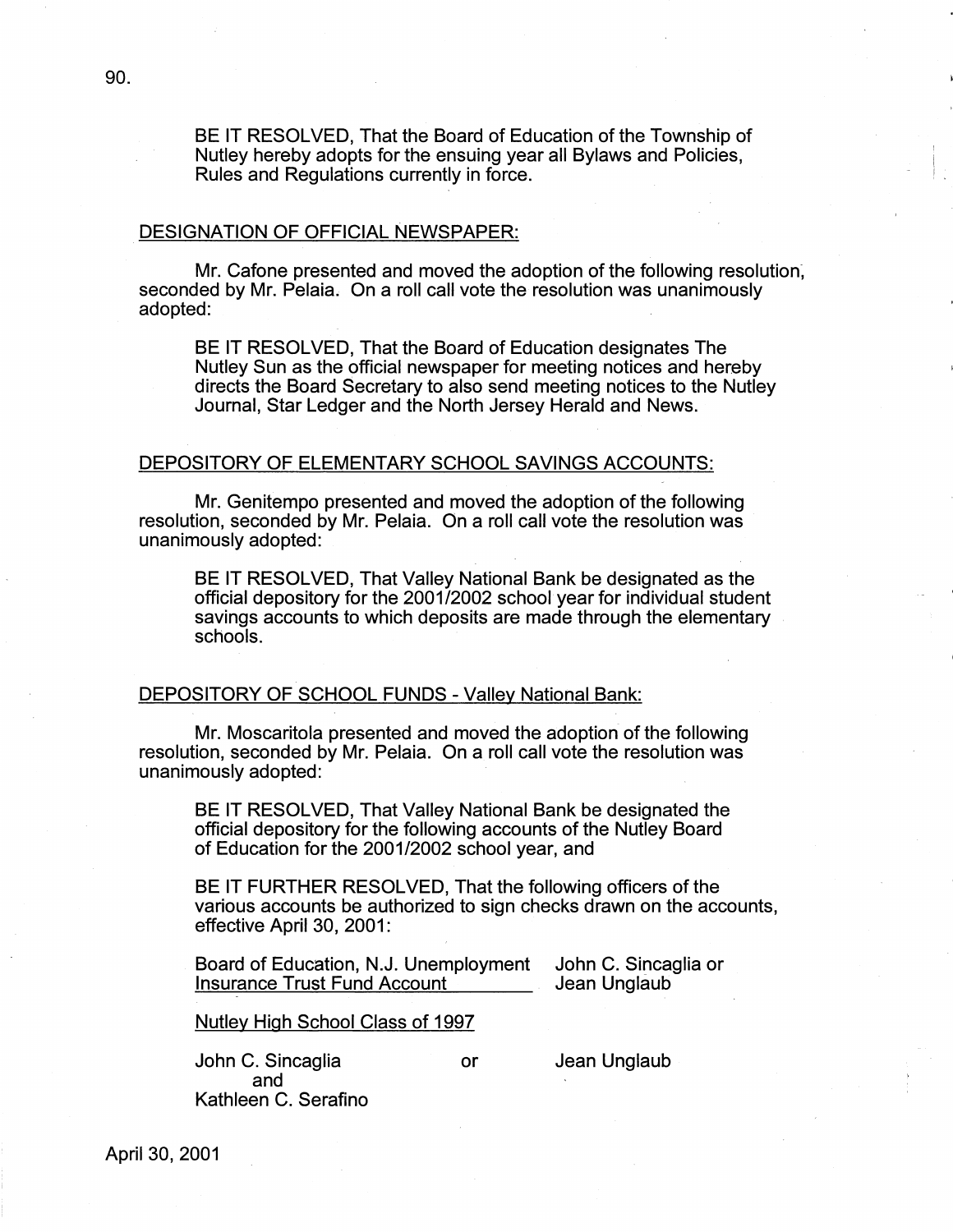BE IT RESOLVED, That the Board of Education of the Township of Nutley hereby adopts for the ensuing year all Bylaws and Policies, Rules and Regulations currently in force.

DESIGNATION OF OFFICIAL NEWSPAPER:

Mr. Cafone presented and moved the adoption of the following resolution, seconded by Mr. Pelaia. On a roll call vote the resolution was unanimously adopted:

BE IT RESOLVED, That the Board of Education designates The Nutley Sun as the official newspaper for meeting notices and hereby directs the Board Secretary to also send meeting notices to the Nutley Journal, Star Ledger and the North Jersey Herald and News.

DEPOSITORY OF ELEMENTARY SCHOOL SAVINGS ACCOUNTS:

Mr. Genitempo presented and moved the adoption of the following resolution, seconded by Mr. Pelaia. On a roll call vote the resolution was unanimously adopted:

BE IT RESOLVED, That Valley National Bank be designated as the official depository for the 2001/2002 school year for individual student savings accounts to which deposits are made through the elementary schools.

DEPOSITORY OF SCHOOL FUNDS - Valley National Bank:

Mr. Moscaritola presented and moved the adoption of the following resolution, seconded by Mr. Pelaia. On a roll call vote the resolution was unanimously adopted:

BE IT RESOLVED, That Valley National Bank be designated the official depository for the following accounts of the Nutley Board of Education for the 2001/2002 school year, and

BE IT FURTHER RESOLVED, That the following officers of the various accounts be authorized to sign checks drawn on the accounts, effective April 30, 2001:

Board of Education, N.J. Unemployment Insurance Trust Fund Account — John C. Sincaglia or Jean Unglaub

Nutley High School Class of 1997

John C. Sincaglia or Jean Unglaub
and
Kathleen C. Serafino

April 30, 2001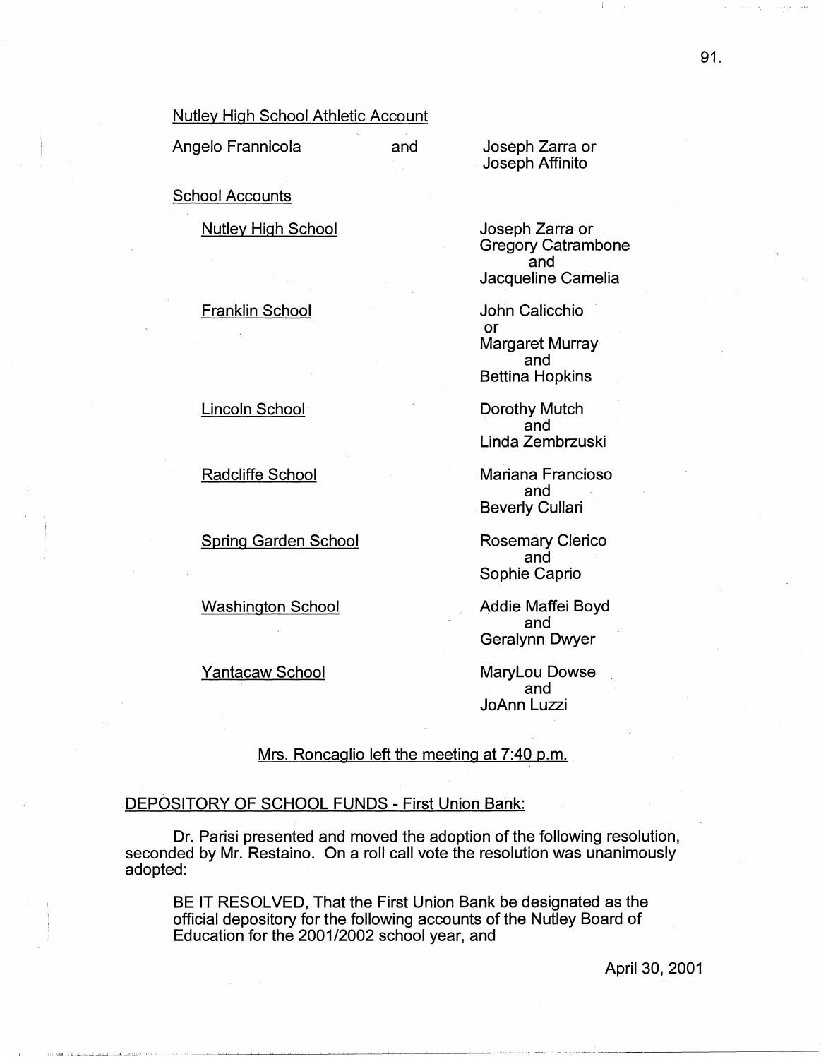<u>Nutley High School Athletic Account</u>

| | | |
|---|---|---|
| Angelo Frannicola | and | Joseph Zarra or Joseph Affinito |

<u>School Accounts</u>

| | |
|---|---|
| <u>Nutley High School</u> | Joseph Zarra or Gregory Catrambone and Jacqueline Camelia |
| <u>Franklin School</u> | John Calicchio or Margaret Murray and Bettina Hopkins |
| <u>Lincoln School</u> | Dorothy Mutch and Linda Zembrzuski |
| <u>Radcliffe School</u> | Mariana Francioso and Beverly Cullari |
| <u>Spring Garden School</u> | Rosemary Clerico and Sophie Caprio |
| <u>Washington School</u> | Addie Maffei Boyd and Geralynn Dwyer |
| <u>Yantacaw School</u> | MaryLou Dowse and JoAnn Luzzi |

<u>Mrs. Roncaglio left the meeting at 7:40 p.m.</u>

<u>DEPOSITORY OF SCHOOL FUNDS - First Union Bank:</u>

Dr. Parisi presented and moved the adoption of the following resolution, seconded by Mr. Restaino. On a roll call vote the resolution was unanimously adopted:

BE IT RESOLVED, That the First Union Bank be designated as the official depository for the following accounts of the Nutley Board of Education for the 2001/2002 school year, and

April 30, 2001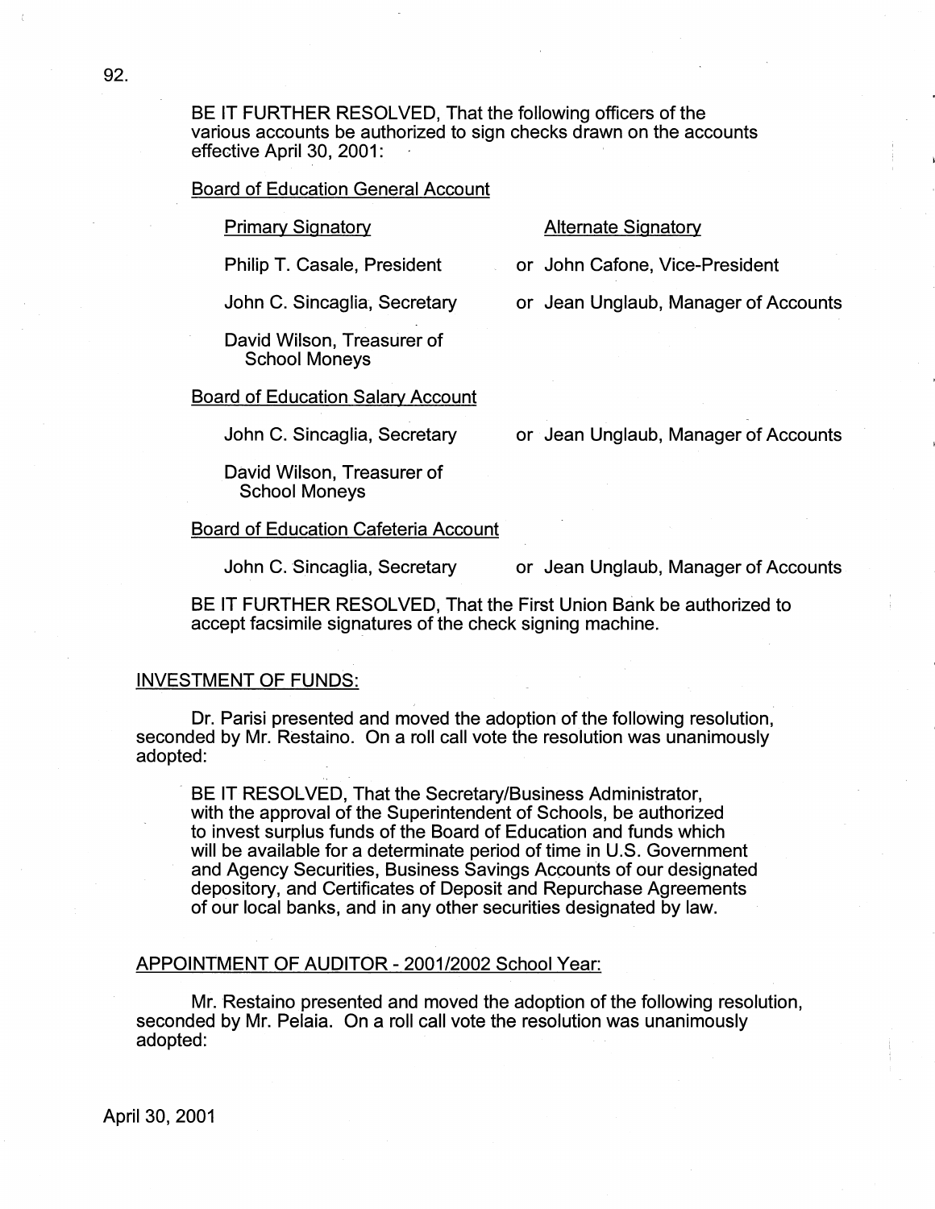BE IT FURTHER RESOLVED, That the following officers of the various accounts be authorized to sign checks drawn on the accounts effective April 30, 2001:

Board of Education General Account

| Primary Signatory | Alternate Signatory |
|---|---|
| Philip T. Casale, President | or John Cafone, Vice-President |
| John C. Sincaglia, Secretary | or Jean Unglaub, Manager of Accounts |
| David Wilson, Treasurer of School Moneys | |

Board of Education Salary Account

| | |
|---|---|
| John C. Sincaglia, Secretary | or Jean Unglaub, Manager of Accounts |
| David Wilson, Treasurer of School Moneys | |

Board of Education Cafeteria Account

| | |
|---|---|
| John C. Sincaglia, Secretary | or Jean Unglaub, Manager of Accounts |

BE IT FURTHER RESOLVED, That the First Union Bank be authorized to accept facsimile signatures of the check signing machine.

## INVESTMENT OF FUNDS:

Dr. Parisi presented and moved the adoption of the following resolution, seconded by Mr. Restaino. On a roll call vote the resolution was unanimously adopted:

BE IT RESOLVED, That the Secretary/Business Administrator, with the approval of the Superintendent of Schools, be authorized to invest surplus funds of the Board of Education and funds which will be available for a determinate period of time in U.S. Government and Agency Securities, Business Savings Accounts of our designated depository, and Certificates of Deposit and Repurchase Agreements of our local banks, and in any other securities designated by law.

## APPOINTMENT OF AUDITOR - 2001/2002 School Year:

Mr. Restaino presented and moved the adoption of the following resolution, seconded by Mr. Pelaia. On a roll call vote the resolution was unanimously adopted: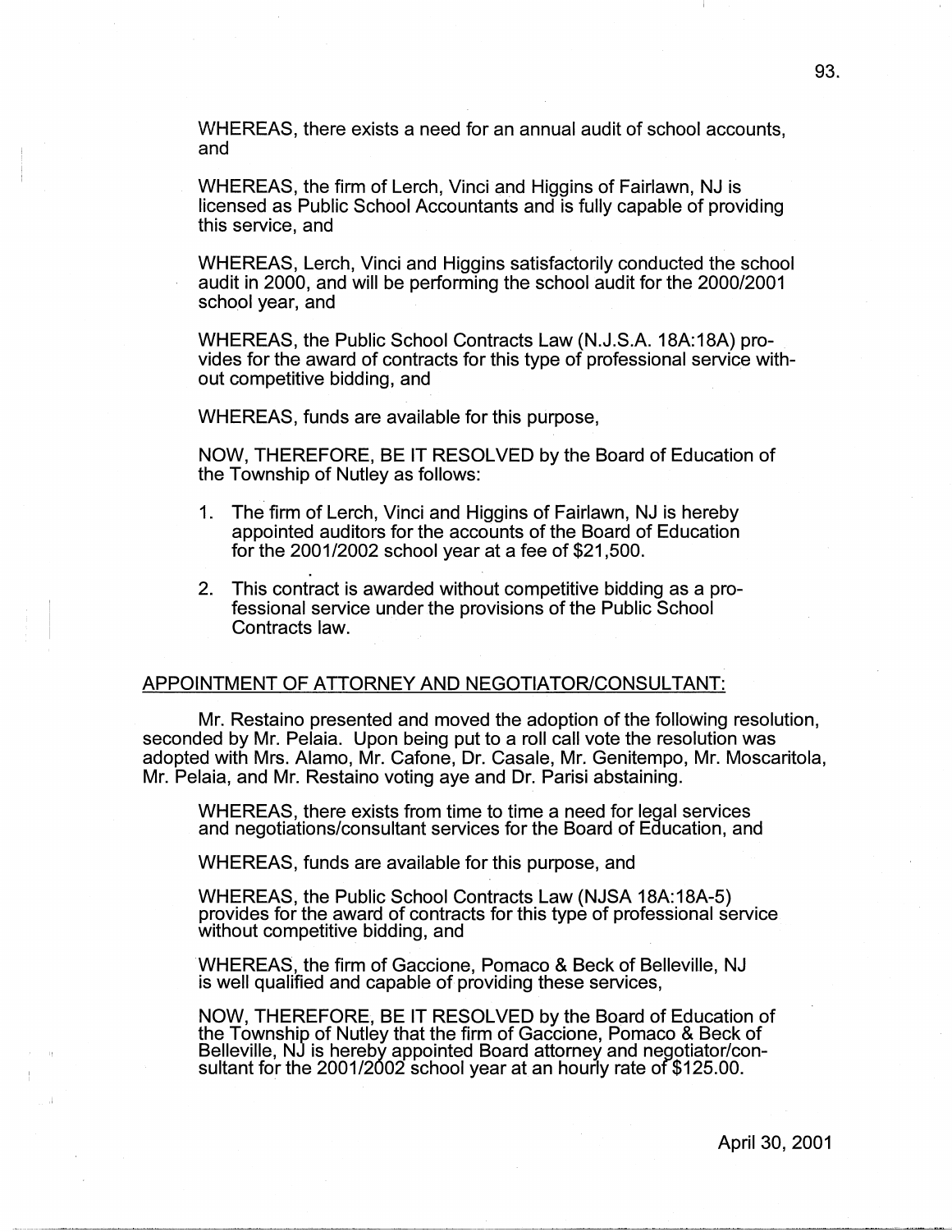WHEREAS, there exists a need for an annual audit of school accounts, and

WHEREAS, the firm of Lerch, Vinci and Higgins of Fairlawn, NJ is licensed as Public School Accountants and is fully capable of providing this service, and

WHEREAS, Lerch, Vinci and Higgins satisfactorily conducted the school audit in 2000, and will be performing the school audit for the 2000/2001 school year, and

WHEREAS, the Public School Contracts Law (N.J.S.A. 18A:18A) provides for the award of contracts for this type of professional service without competitive bidding, and

WHEREAS, funds are available for this purpose,

NOW, THEREFORE, BE IT RESOLVED by the Board of Education of the Township of Nutley as follows:

1. The firm of Lerch, Vinci and Higgins of Fairlawn, NJ is hereby appointed auditors for the accounts of the Board of Education for the 2001/2002 school year at a fee of $21,500.

2. This contract is awarded without competitive bidding as a professional service under the provisions of the Public School Contracts law.

## APPOINTMENT OF ATTORNEY AND NEGOTIATOR/CONSULTANT:

Mr. Restaino presented and moved the adoption of the following resolution, seconded by Mr. Pelaia. Upon being put to a roll call vote the resolution was adopted with Mrs. Alamo, Mr. Cafone, Dr. Casale, Mr. Genitempo, Mr. Moscaritola, Mr. Pelaia, and Mr. Restaino voting aye and Dr. Parisi abstaining.

WHEREAS, there exists from time to time a need for legal services and negotiations/consultant services for the Board of Education, and

WHEREAS, funds are available for this purpose, and

WHEREAS, the Public School Contracts Law (NJSA 18A:18A-5) provides for the award of contracts for this type of professional service without competitive bidding, and

WHEREAS, the firm of Gaccione, Pomaco & Beck of Belleville, NJ is well qualified and capable of providing these services,

NOW, THEREFORE, BE IT RESOLVED by the Board of Education of the Township of Nutley that the firm of Gaccione, Pomaco & Beck of Belleville, NJ is hereby appointed Board attorney and negotiator/consultant for the 2001/2002 school year at an hourly rate of $125.00.

April 30, 2001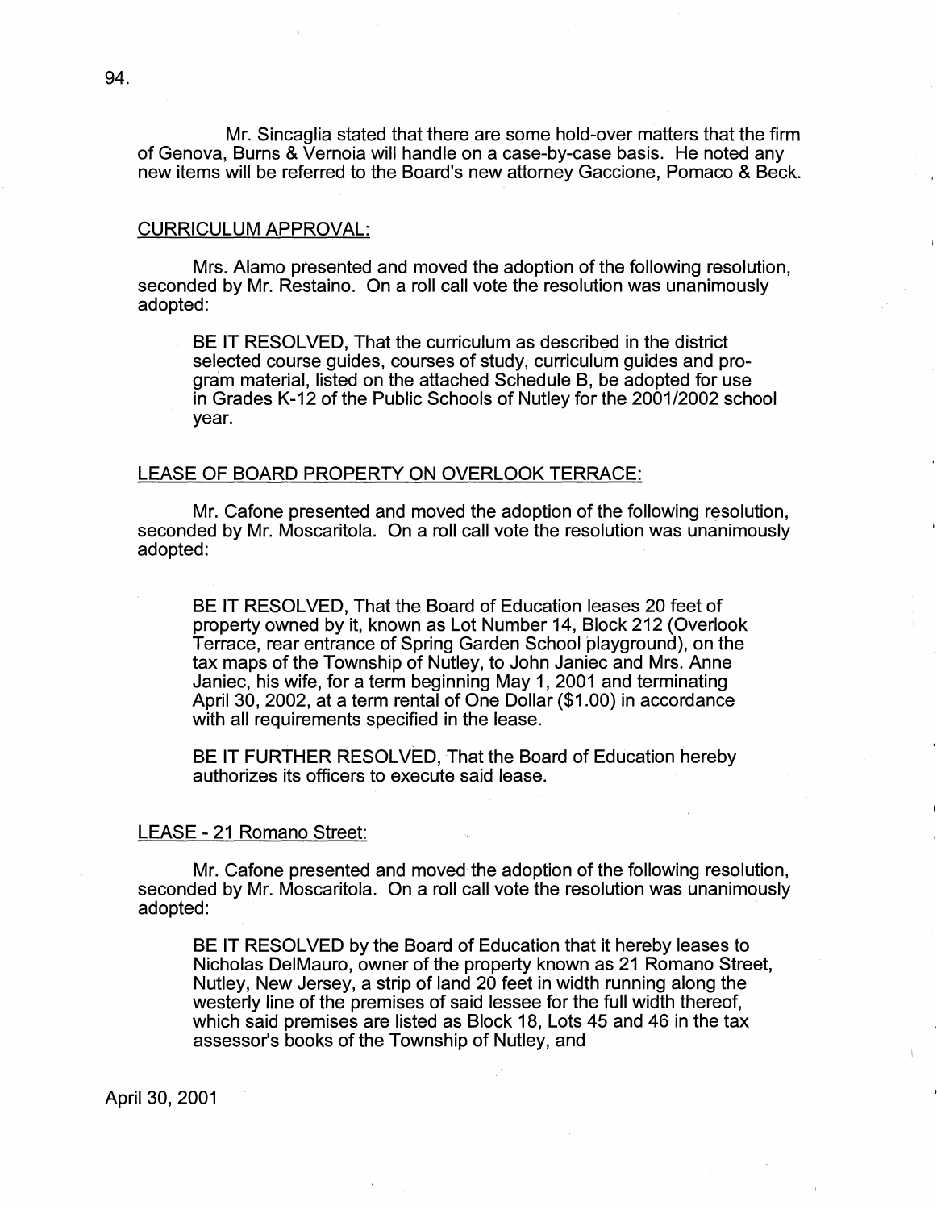Mr. Sincaglia stated that there are some hold-over matters that the firm of Genova, Burns & Vernoia will handle on a case-by-case basis. He noted any new items will be referred to the Board's new attorney Gaccione, Pomaco & Beck.

## CURRICULUM APPROVAL:

Mrs. Alamo presented and moved the adoption of the following resolution, seconded by Mr. Restaino. On a roll call vote the resolution was unanimously adopted:

> BE IT RESOLVED, That the curriculum as described in the district selected course guides, courses of study, curriculum guides and program material, listed on the attached Schedule B, be adopted for use in Grades K-12 of the Public Schools of Nutley for the 2001/2002 school year.

## LEASE OF BOARD PROPERTY ON OVERLOOK TERRACE:

Mr. Cafone presented and moved the adoption of the following resolution, seconded by Mr. Moscaritola. On a roll call vote the resolution was unanimously adopted:

> BE IT RESOLVED, That the Board of Education leases 20 feet of property owned by it, known as Lot Number 14, Block 212 (Overlook Terrace, rear entrance of Spring Garden School playground), on the tax maps of the Township of Nutley, to John Janiec and Mrs. Anne Janiec, his wife, for a term beginning May 1, 2001 and terminating April 30, 2002, at a term rental of One Dollar ($1.00) in accordance with all requirements specified in the lease.
>
> BE IT FURTHER RESOLVED, That the Board of Education hereby authorizes its officers to execute said lease.

## LEASE - 21 Romano Street:

Mr. Cafone presented and moved the adoption of the following resolution, seconded by Mr. Moscaritola. On a roll call vote the resolution was unanimously adopted:

> BE IT RESOLVED by the Board of Education that it hereby leases to Nicholas DelMauro, owner of the property known as 21 Romano Street, Nutley, New Jersey, a strip of land 20 feet in width running along the westerly line of the premises of said lessee for the full width thereof, which said premises are listed as Block 18, Lots 45 and 46 in the tax assessor's books of the Township of Nutley, and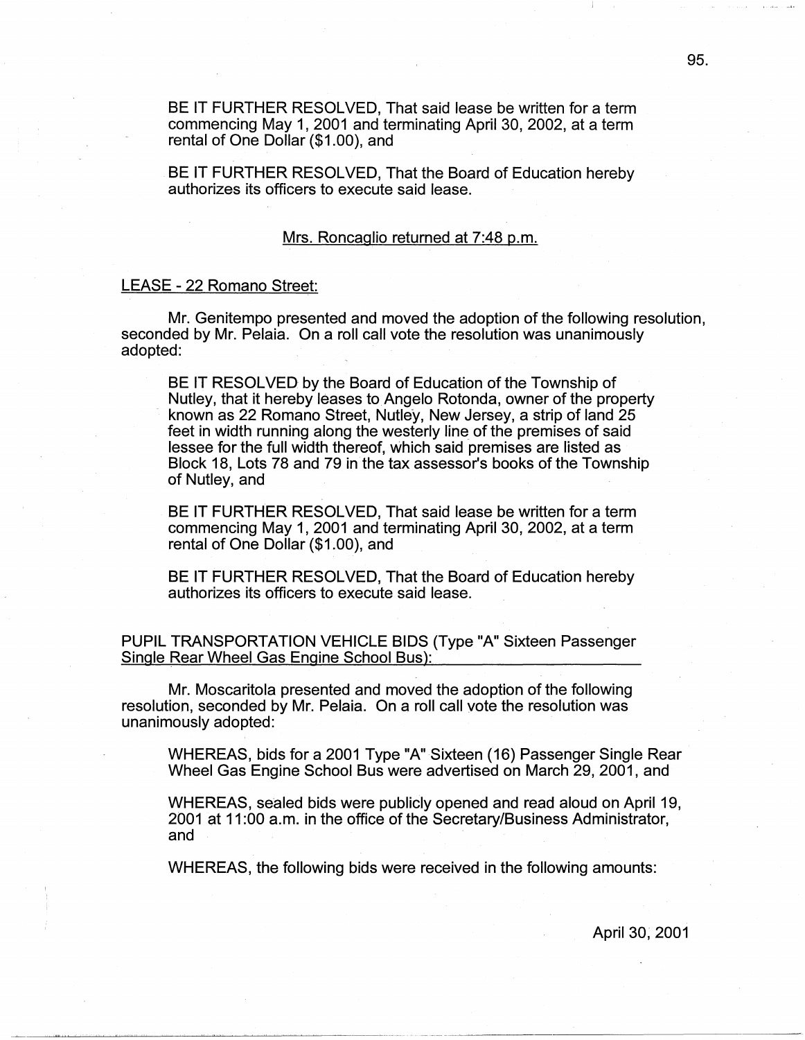BE IT FURTHER RESOLVED, That said lease be written for a term commencing May 1, 2001 and terminating April 30, 2002, at a term rental of One Dollar ($1.00), and

BE IT FURTHER RESOLVED, That the Board of Education hereby authorizes its officers to execute said lease.

Mrs. Roncaglio returned at 7:48 p.m.

LEASE - 22 Romano Street:

Mr. Genitempo presented and moved the adoption of the following resolution, seconded by Mr. Pelaia. On a roll call vote the resolution was unanimously adopted:

BE IT RESOLVED by the Board of Education of the Township of Nutley, that it hereby leases to Angelo Rotonda, owner of the property known as 22 Romano Street, Nutley, New Jersey, a strip of land 25 feet in width running along the westerly line of the premises of said lessee for the full width thereof, which said premises are listed as Block 18, Lots 78 and 79 in the tax assessor's books of the Township of Nutley, and

BE IT FURTHER RESOLVED, That said lease be written for a term commencing May 1, 2001 and terminating April 30, 2002, at a term rental of One Dollar ($1.00), and

BE IT FURTHER RESOLVED, That the Board of Education hereby authorizes its officers to execute said lease.

PUPIL TRANSPORTATION VEHICLE BIDS (Type "A" Sixteen Passenger Single Rear Wheel Gas Engine School Bus):

Mr. Moscaritola presented and moved the adoption of the following resolution, seconded by Mr. Pelaia. On a roll call vote the resolution was unanimously adopted:

WHEREAS, bids for a 2001 Type "A" Sixteen (16) Passenger Single Rear Wheel Gas Engine School Bus were advertised on March 29, 2001, and

WHEREAS, sealed bids were publicly opened and read aloud on April 19, 2001 at 11:00 a.m. in the office of the Secretary/Business Administrator, and

WHEREAS, the following bids were received in the following amounts:

April 30, 2001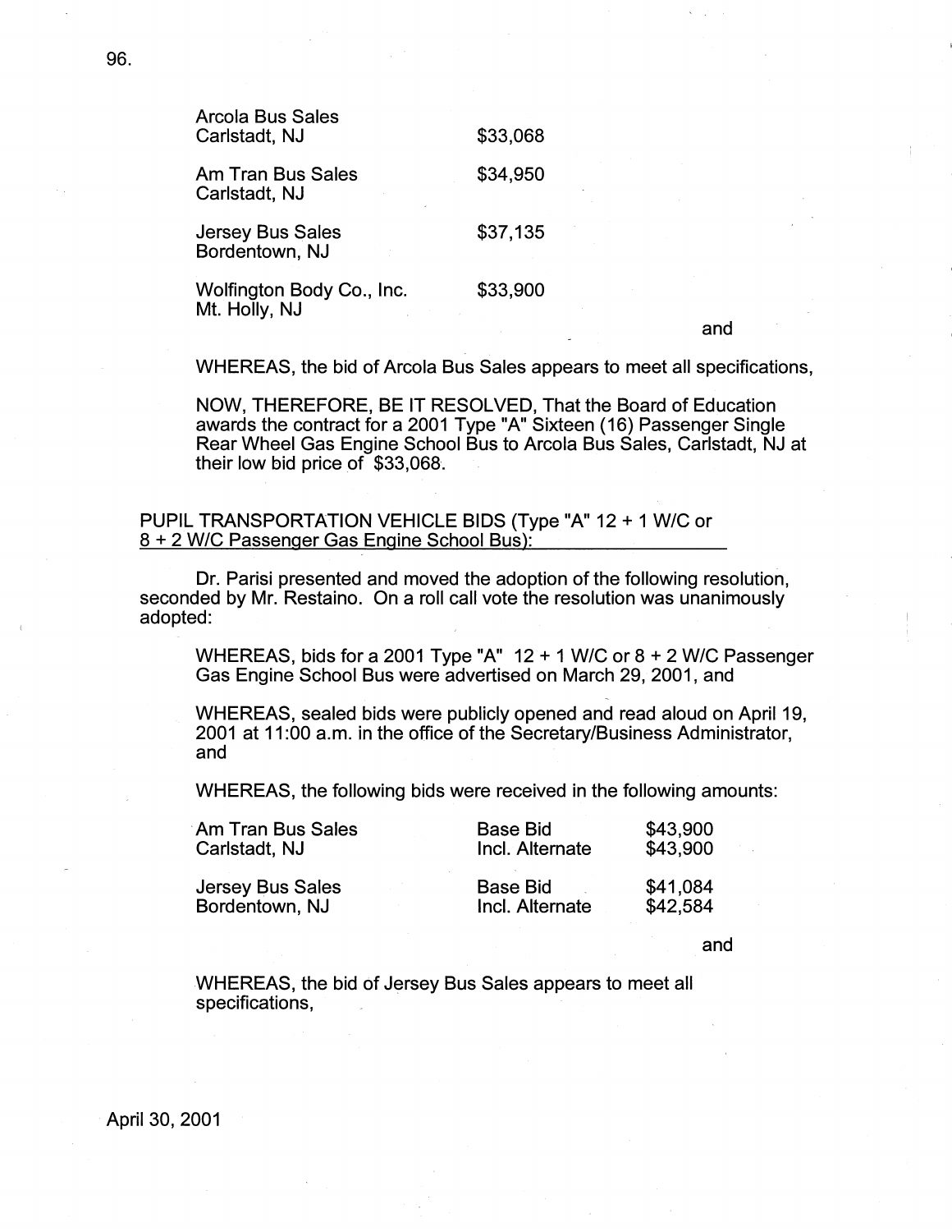| | |
|---|---|
| Arcola Bus Sales<br>Carlstadt, NJ | $33,068 |
| Am Tran Bus Sales<br>Carlstadt, NJ | $34,950 |
| Jersey Bus Sales<br>Bordentown, NJ | $37,135 |
| Wolfington Body Co., Inc.<br>Mt. Holly, NJ | $33,900 |

and

WHEREAS, the bid of Arcola Bus Sales appears to meet all specifications,

NOW, THEREFORE, BE IT RESOLVED, That the Board of Education awards the contract for a 2001 Type "A" Sixteen (16) Passenger Single Rear Wheel Gas Engine School Bus to Arcola Bus Sales, Carlstadt, NJ at their low bid price of $33,068.

PUPIL TRANSPORTATION VEHICLE BIDS (Type "A" 12 + 1 W/C or 8 + 2 W/C Passenger Gas Engine School Bus):

Dr. Parisi presented and moved the adoption of the following resolution, seconded by Mr. Restaino. On a roll call vote the resolution was unanimously adopted:

WHEREAS, bids for a 2001 Type "A" 12 + 1 W/C or 8 + 2 W/C Passenger Gas Engine School Bus were advertised on March 29, 2001, and

WHEREAS, sealed bids were publicly opened and read aloud on April 19, 2001 at 11:00 a.m. in the office of the Secretary/Business Administrator, and

WHEREAS, the following bids were received in the following amounts:

| | | |
|---|---|---|
| Am Tran Bus Sales<br>Carlstadt, NJ | Base Bid<br>Incl. Alternate | $43,900<br>$43,900 |
| Jersey Bus Sales<br>Bordentown, NJ | Base Bid<br>Incl. Alternate | $41,084<br>$42,584 |

and

WHEREAS, the bid of Jersey Bus Sales appears to meet all specifications,

April 30, 2001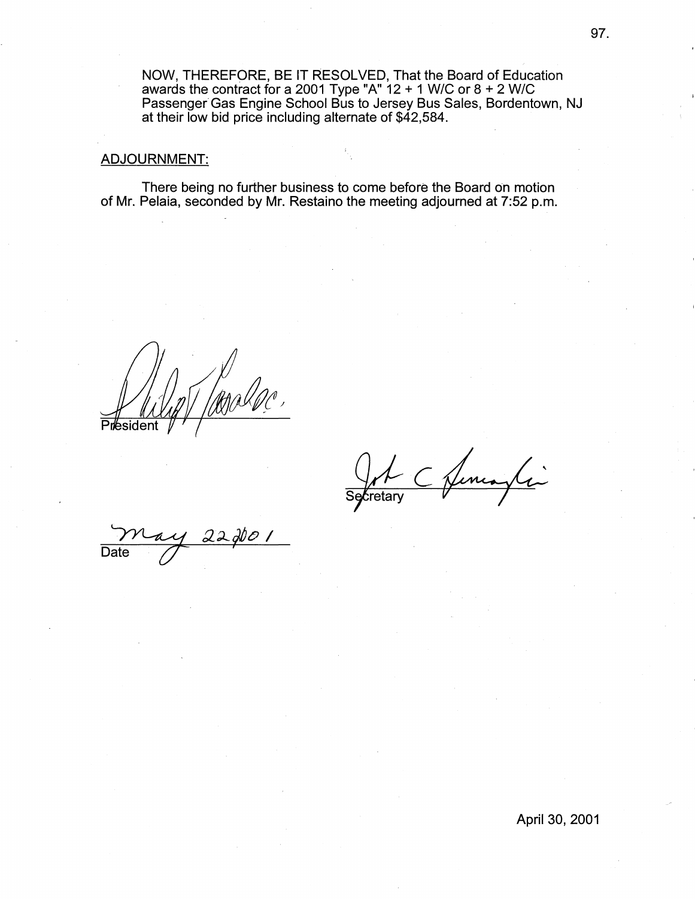NOW, THEREFORE, BE IT RESOLVED, That the Board of Education awards the contract for a 2001 Type "A" 12 + 1 W/C or 8 + 2 W/C Passenger Gas Engine School Bus to Jersey Bus Sales, Bordentown, NJ at their low bid price including alternate of $42,584.

ADJOURNMENT:

There being no further business to come before the Board on motion of Mr. Pelaia, seconded by Mr. Restaino the meeting adjourned at 7:52 p.m.

President

Secretary

May 22 2001
Date

April 30, 2001